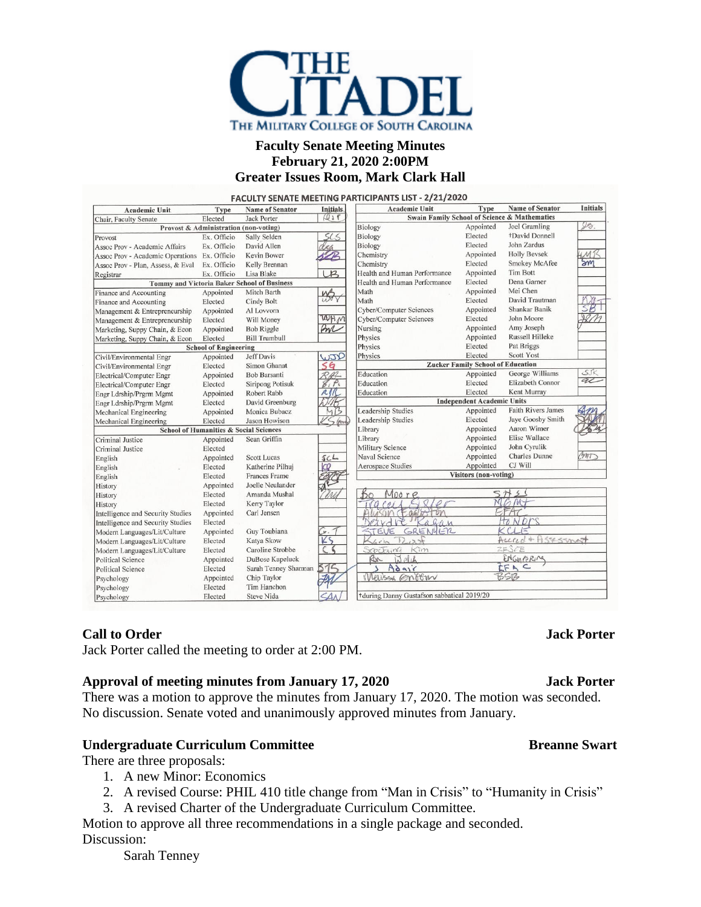# Faculty Senate Meeting Minutes
## February 21, 2020 2:00PM
## Greater Issues Room, Mark Clark Hall

**FACULTY SENATE MEETING PARTICIPANTS LIST - 2/21/2020**

| Academic Unit | Type | Name of Senator | Initials |
|---|---|---|---|
| Chair, Faculty Senate | Elected | Jack Porter | JSP |
| **Provost & Administration (non-voting)** | | | |
| Provost | Ex. Officio | Sally Selden | SCS |
| Assoc Prov - Academic Affairs | Ex. Officio | David Allen | dga |
| Assoc Prov - Academic Operations | Ex. Officio | Kevin Bower | KB |
| Assoc Prov - Plan, Assess, & Eval | Ex. Officio | Kelly Brennan | |
| Registrar | Ex. Officio | Lisa Blake | LB |
| **Tommy and Victoria Baker School of Business** | | | |
| Finance and Accounting | Appointed | Mitch Barth | WBT |
| Finance and Accounting | Elected | Cindy Bolt | |
| Management & Entrepreneurship | Appointed | Al Lovvorn | |
| Management & Entrepreneurship | Elected | Will Money | WHM |
| Marketing, Suppy Chain, & Econ | Appointed | Bob Riggle | BR |
| Marketing, Suppy Chain, & Econ | Elected | Bill Trumbull | |
| **School of Engineering** | | | |
| Civil/Environmental Engr | Appointed | Jeff Davis | WJD |
| Civil/Environmental Engr | Elected | Simon Ghanat | SG |
| Electrical/Computer Engr | Appointed | Bob Barsanti | RB |
| Electrical/Computer Engr | Elected | Siripong Potisuk | S.P. |
| Engr Ldrship/Prgrm Mgmt | Appointed | Robert Rabb | RJR |
| Engr Ldrship/Prgrm Mgmt | Elected | David Greenburg | DMG |
| Mechanical Engineering | Appointed | Monica Bubacz | MB |
| Mechanical Engineering | Elected | Jason Howison | KS (proxy) |
| **School of Humanities & Social Sciences** | | | |
| Criminal Justice | Appointed | Sean Griffin | |
| Criminal Justice | Elected | | |
| English | Appointed | Scott Lucas | SCL |
| English | Elected | Katherine Pilhuj | KP |
| English | Elected | Frances Frame | |
| History | Appointed | Joelle Neulander | JN |
| History | Elected | Amanda Mushal | AM |
| History | Elected | Kerry Taylor | |
| Intelligence and Security Studies | Appointed | Carl Jensen | |
| Intelligence and Security Studies | Elected | | |
| Modern Languages/Lit/Culture | Appointed | Guy Toubiana | G.T |
| Modern Languages/Lit/Culture | Elected | Katya Skow | KS |
| Modern Languages/Lit/Culture | Elected | Caroline Strobbe | CS |
| Political Science | Appointed | DuBose Kapeluck | |
| Political Science | Elected | Sarah Tenney Sharman | STS |
| Psychology | Appointed | Chip Taylor | |
| Psychology | Elected | Tim Hanchon | |
| Psychology | Elected | Steve Nida | SAN |

| Academic Unit | Type | Name of Senator | Initials |
|---|---|---|---|
| **Swain Family School of Science & Mathematics** | | | |
| Biology | Appointed | Joel Gramling | JG |
| Biology | Elected | †David Donnell | |
| Biology | Elected | John Zardus | |
| Chemistry | Appointed | Holly Bevsek | HMB |
| Chemistry | Elected | Smokey McAfee | SM |
| Health and Human Performance | Appointed | Tim Bott | |
| Health and Human Performance | Elected | Dena Garner | |
| Math | Appointed | Mei Chen | |
| Math | Elected | David Trautman | DWT |
| Cyber/Computer Sciences | Appointed | Shankar Banik | SB |
| Cyber/Computer Sciences | Elected | John Moore | JM |
| Nursing | Appointed | Amy Joseph | |
| Physics | Appointed | Russell Hilleke | |
| Physics | Elected | Pat Briggs | |
| Physics | Elected | Scott Yost | |
| **Zucker Family School of Education** | | | |
| Education | Appointed | George Williams | GW |
| Education | Elected | Elizabeth Connor | EC |
| Education | Elected | Kent Murray | |
| **Independent Academic Units** | | | |
| Leadership Studies | Appointed | Faith Rivers James | |
| Leadership Studies | Elected | Jaye Goosby Smith | |
| Library | Appointed | Aaron Wimer | |
| Library | Appointed | Elise Wallace | |
| Military Science | Appointed | John Cyrulik | |
| Naval Science | Appointed | Charles Dunne | CMD |
| Aerospace Studies | Appointed | CJ Will | |
| **Visitors (non-voting)** | | | |
| Bo Moore | SHSS | | |
| Tracey Sisler | NLGMT | | |
| Alison Eggleston | EFAC | | |
| Deirdre Kagan | HONORS | | |
| Steve Grenier | KCLE | | |
| Karin Dusst | Accred + Assessment | | |
| SooJung Kim | ZFSOE | | |
| Ron Welch | ENGINEERING | | |
| J Adair | EFAC | | |
| Melissa Gnoom | BSB | | |

†during Danny Gustafson sabbatical 2019/20

**Call to Order** — **Jack Porter**

Jack Porter called the meeting to order at 2:00 PM.

**Approval of meeting minutes from January 17, 2020** — **Jack Porter**

There was a motion to approve the minutes from January 17, 2020. The motion was seconded. No discussion. Senate voted and unanimously approved minutes from January.

**Undergraduate Curriculum Committee** — **Breanne Swart**

There are three proposals:

1. A new Minor: Economics
2. A revised Course: PHIL 410 title change from "Man in Crisis" to "Humanity in Crisis"
3. A revised Charter of the Undergraduate Curriculum Committee.

Motion to approve all three recommendations in a single package and seconded.

Discussion:

Sarah Tenney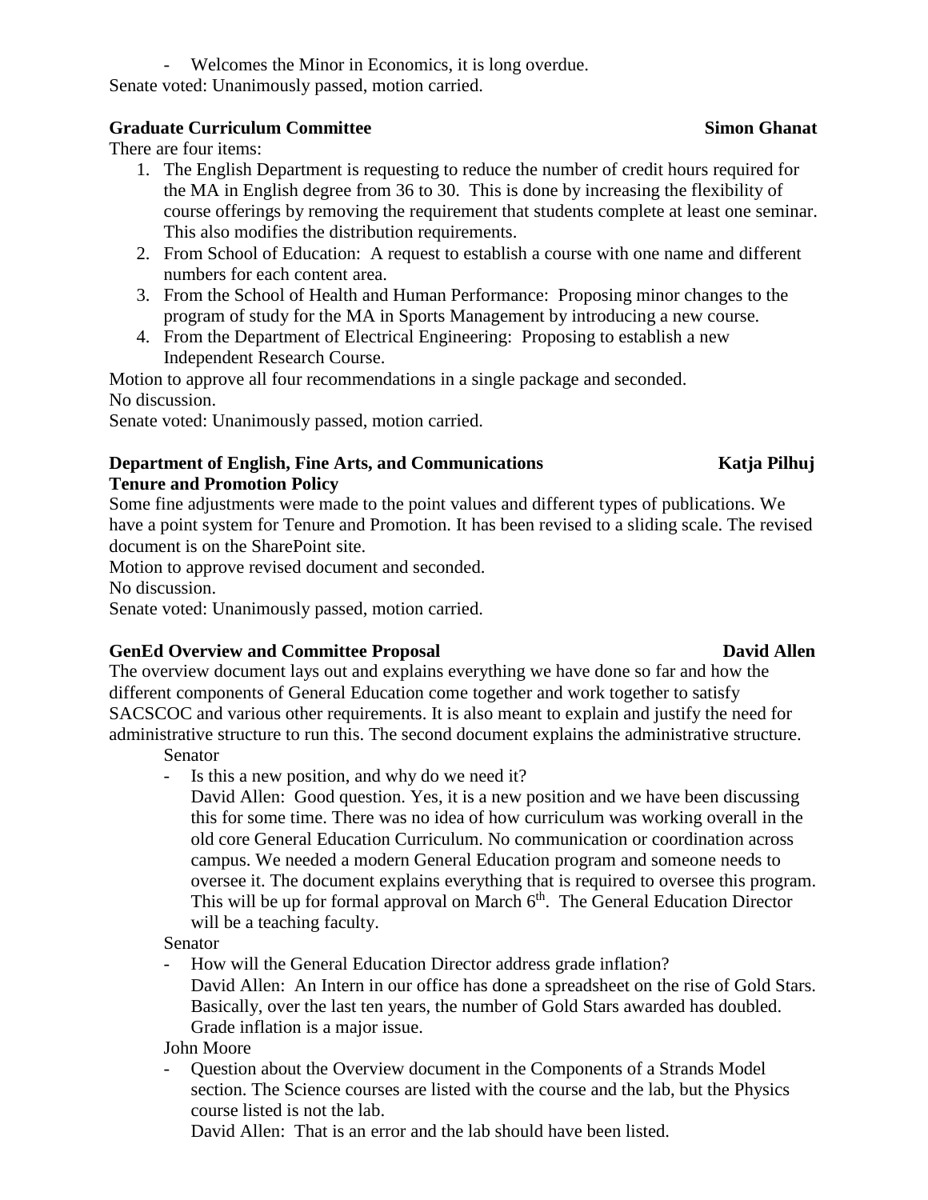- Welcomes the Minor in Economics, it is long overdue.

Senate voted: Unanimously passed, motion carried.

**Graduate Curriculum Committee** **Simon Ghanat**

There are four items:

1. The English Department is requesting to reduce the number of credit hours required for the MA in English degree from 36 to 30. This is done by increasing the flexibility of course offerings by removing the requirement that students complete at least one seminar. This also modifies the distribution requirements.
2. From School of Education: A request to establish a course with one name and different numbers for each content area.
3. From the School of Health and Human Performance: Proposing minor changes to the program of study for the MA in Sports Management by introducing a new course.
4. From the Department of Electrical Engineering: Proposing to establish a new Independent Research Course.

Motion to approve all four recommendations in a single package and seconded.

No discussion.

Senate voted: Unanimously passed, motion carried.

**Department of English, Fine Arts, and Communications** **Katja Pilhuj**
**Tenure and Promotion Policy**

Some fine adjustments were made to the point values and different types of publications. We have a point system for Tenure and Promotion. It has been revised to a sliding scale. The revised document is on the SharePoint site.

Motion to approve revised document and seconded.

No discussion.

Senate voted: Unanimously passed, motion carried.

**GenEd Overview and Committee Proposal** **David Allen**

The overview document lays out and explains everything we have done so far and how the different components of General Education come together and work together to satisfy SACSCOC and various other requirements. It is also meant to explain and justify the need for administrative structure to run this. The second document explains the administrative structure.

Senator

- Is this a new position, and why do we need it?

  David Allen: Good question. Yes, it is a new position and we have been discussing this for some time. There was no idea of how curriculum was working overall in the old core General Education Curriculum. No communication or coordination across campus. We needed a modern General Education program and someone needs to oversee it. The document explains everything that is required to oversee this program. This will be up for formal approval on March 6th. The General Education Director will be a teaching faculty.

Senator

- How will the General Education Director address grade inflation?

  David Allen: An Intern in our office has done a spreadsheet on the rise of Gold Stars. Basically, over the last ten years, the number of Gold Stars awarded has doubled. Grade inflation is a major issue.

John Moore

- Question about the Overview document in the Components of a Strands Model section. The Science courses are listed with the course and the lab, but the Physics course listed is not the lab.

  David Allen: That is an error and the lab should have been listed.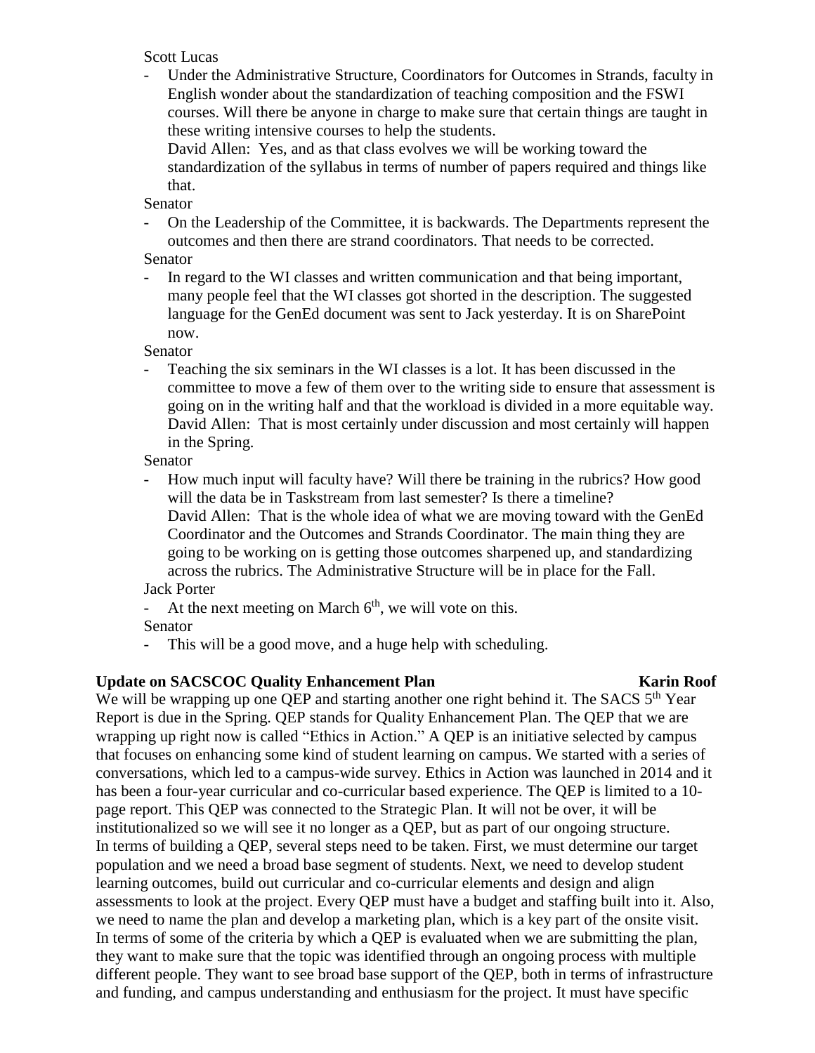Scott Lucas

- Under the Administrative Structure, Coordinators for Outcomes in Strands, faculty in English wonder about the standardization of teaching composition and the FSWI courses. Will there be anyone in charge to make sure that certain things are taught in these writing intensive courses to help the students.
  David Allen: Yes, and as that class evolves we will be working toward the standardization of the syllabus in terms of number of papers required and things like that.

Senator

- On the Leadership of the Committee, it is backwards. The Departments represent the outcomes and then there are strand coordinators. That needs to be corrected.

Senator

- In regard to the WI classes and written communication and that being important, many people feel that the WI classes got shorted in the description. The suggested language for the GenEd document was sent to Jack yesterday. It is on SharePoint now.

Senator

- Teaching the six seminars in the WI classes is a lot. It has been discussed in the committee to move a few of them over to the writing side to ensure that assessment is going on in the writing half and that the workload is divided in a more equitable way.
  David Allen: That is most certainly under discussion and most certainly will happen in the Spring.

Senator

- How much input will faculty have? Will there be training in the rubrics? How good will the data be in Taskstream from last semester? Is there a timeline?
  David Allen: That is the whole idea of what we are moving toward with the GenEd Coordinator and the Outcomes and Strands Coordinator. The main thing they are going to be working on is getting those outcomes sharpened up, and standardizing across the rubrics. The Administrative Structure will be in place for the Fall.

Jack Porter

- At the next meeting on March 6th, we will vote on this.

Senator

- This will be a good move, and a huge help with scheduling.

**Update on SACSCOC Quality Enhancement Plan** **Karin Roof**

We will be wrapping up one QEP and starting another one right behind it. The SACS 5th Year Report is due in the Spring. QEP stands for Quality Enhancement Plan. The QEP that we are wrapping up right now is called "Ethics in Action." A QEP is an initiative selected by campus that focuses on enhancing some kind of student learning on campus. We started with a series of conversations, which led to a campus-wide survey. Ethics in Action was launched in 2014 and it has been a four-year curricular and co-curricular based experience. The QEP is limited to a 10-page report. This QEP was connected to the Strategic Plan. It will not be over, it will be institutionalized so we will see it no longer as a QEP, but as part of our ongoing structure. In terms of building a QEP, several steps need to be taken. First, we must determine our target population and we need a broad base segment of students. Next, we need to develop student learning outcomes, build out curricular and co-curricular elements and design and align assessments to look at the project. Every QEP must have a budget and staffing built into it. Also, we need to name the plan and develop a marketing plan, which is a key part of the onsite visit. In terms of some of the criteria by which a QEP is evaluated when we are submitting the plan, they want to make sure that the topic was identified through an ongoing process with multiple different people. They want to see broad base support of the QEP, both in terms of infrastructure and funding, and campus understanding and enthusiasm for the project. It must have specific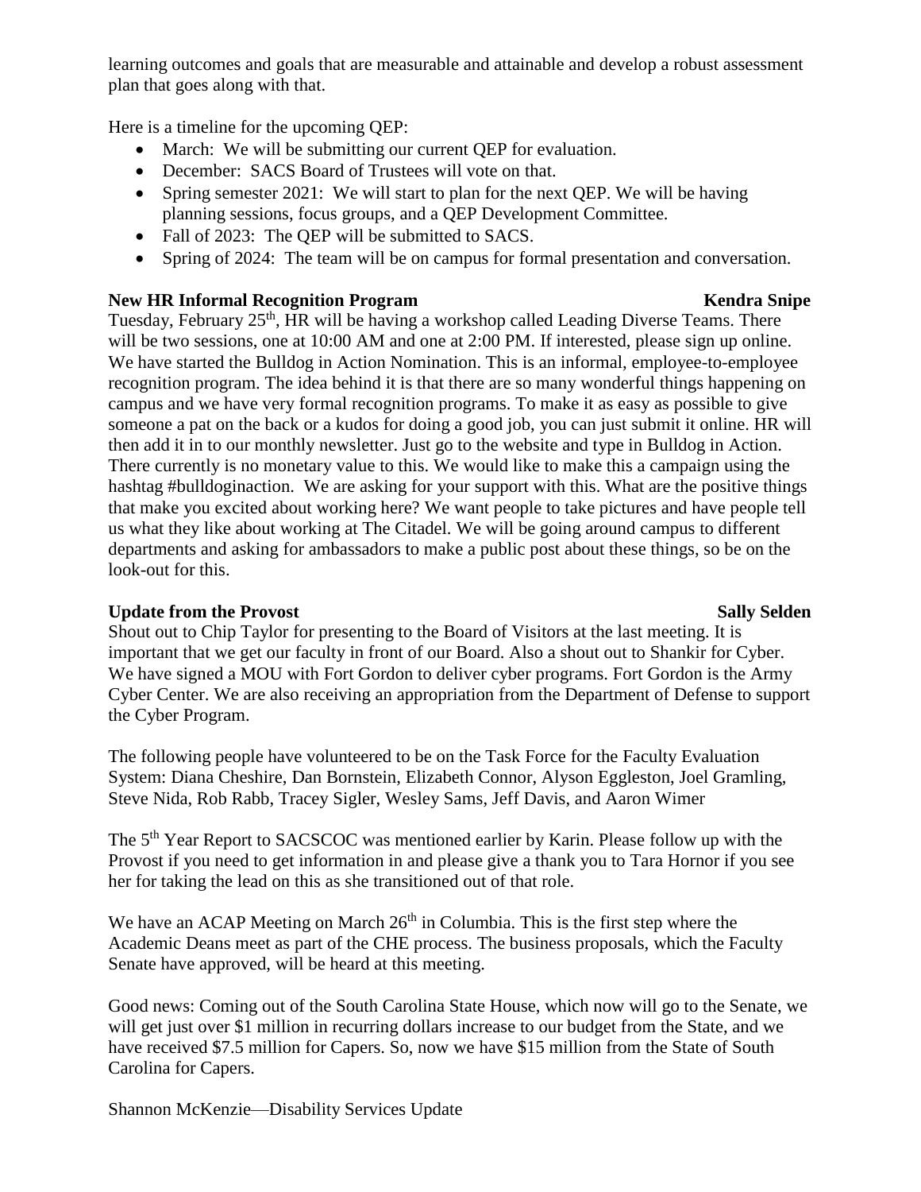learning outcomes and goals that are measurable and attainable and develop a robust assessment plan that goes along with that.

Here is a timeline for the upcoming QEP:

- March: We will be submitting our current QEP for evaluation.
- December: SACS Board of Trustees will vote on that.
- Spring semester 2021: We will start to plan for the next QEP. We will be having planning sessions, focus groups, and a QEP Development Committee.
- Fall of 2023: The QEP will be submitted to SACS.
- Spring of 2024: The team will be on campus for formal presentation and conversation.

**New HR Informal Recognition Program** **Kendra Snipe**

Tuesday, February 25th, HR will be having a workshop called Leading Diverse Teams. There will be two sessions, one at 10:00 AM and one at 2:00 PM. If interested, please sign up online. We have started the Bulldog in Action Nomination. This is an informal, employee-to-employee recognition program. The idea behind it is that there are so many wonderful things happening on campus and we have very formal recognition programs. To make it as easy as possible to give someone a pat on the back or a kudos for doing a good job, you can just submit it online. HR will then add it in to our monthly newsletter. Just go to the website and type in Bulldog in Action. There currently is no monetary value to this. We would like to make this a campaign using the hashtag #bulldoginaction. We are asking for your support with this. What are the positive things that make you excited about working here? We want people to take pictures and have people tell us what they like about working at The Citadel. We will be going around campus to different departments and asking for ambassadors to make a public post about these things, so be on the look-out for this.

**Update from the Provost** **Sally Selden**

Shout out to Chip Taylor for presenting to the Board of Visitors at the last meeting. It is important that we get our faculty in front of our Board. Also a shout out to Shankir for Cyber. We have signed a MOU with Fort Gordon to deliver cyber programs. Fort Gordon is the Army Cyber Center. We are also receiving an appropriation from the Department of Defense to support the Cyber Program.

The following people have volunteered to be on the Task Force for the Faculty Evaluation System: Diana Cheshire, Dan Bornstein, Elizabeth Connor, Alyson Eggleston, Joel Gramling, Steve Nida, Rob Rabb, Tracey Sigler, Wesley Sams, Jeff Davis, and Aaron Wimer

The 5th Year Report to SACSCOC was mentioned earlier by Karin. Please follow up with the Provost if you need to get information in and please give a thank you to Tara Hornor if you see her for taking the lead on this as she transitioned out of that role.

We have an ACAP Meeting on March 26th in Columbia. This is the first step where the Academic Deans meet as part of the CHE process. The business proposals, which the Faculty Senate have approved, will be heard at this meeting.

Good news: Coming out of the South Carolina State House, which now will go to the Senate, we will get just over $1 million in recurring dollars increase to our budget from the State, and we have received $7.5 million for Capers. So, now we have $15 million from the State of South Carolina for Capers.

Shannon McKenzie—Disability Services Update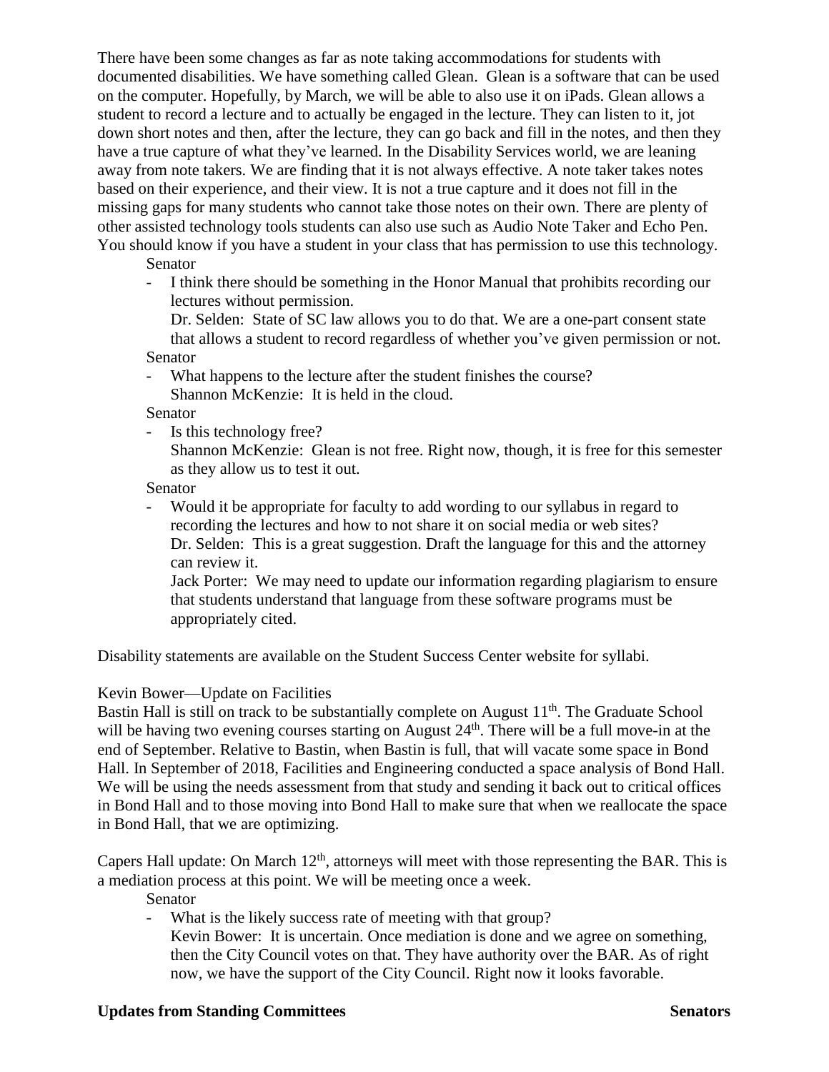There have been some changes as far as note taking accommodations for students with documented disabilities. We have something called Glean. Glean is a software that can be used on the computer. Hopefully, by March, we will be able to also use it on iPads. Glean allows a student to record a lecture and to actually be engaged in the lecture. They can listen to it, jot down short notes and then, after the lecture, they can go back and fill in the notes, and then they have a true capture of what they've learned. In the Disability Services world, we are leaning away from note takers. We are finding that it is not always effective. A note taker takes notes based on their experience, and their view. It is not a true capture and it does not fill in the missing gaps for many students who cannot take those notes on their own. There are plenty of other assisted technology tools students can also use such as Audio Note Taker and Echo Pen. You should know if you have a student in your class that has permission to use this technology.

Senator

- I think there should be something in the Honor Manual that prohibits recording our lectures without permission.
  Dr. Selden: State of SC law allows you to do that. We are a one-part consent state that allows a student to record regardless of whether you've given permission or not.

Senator

- What happens to the lecture after the student finishes the course?
  Shannon McKenzie: It is held in the cloud.

Senator

- Is this technology free?
  Shannon McKenzie: Glean is not free. Right now, though, it is free for this semester as they allow us to test it out.

Senator

- Would it be appropriate for faculty to add wording to our syllabus in regard to recording the lectures and how to not share it on social media or web sites?
  Dr. Selden: This is a great suggestion. Draft the language for this and the attorney can review it.
  Jack Porter: We may need to update our information regarding plagiarism to ensure that students understand that language from these software programs must be appropriately cited.

Disability statements are available on the Student Success Center website for syllabi.

Kevin Bower—Update on Facilities

Bastin Hall is still on track to be substantially complete on August 11th. The Graduate School will be having two evening courses starting on August 24th. There will be a full move-in at the end of September. Relative to Bastin, when Bastin is full, that will vacate some space in Bond Hall. In September of 2018, Facilities and Engineering conducted a space analysis of Bond Hall. We will be using the needs assessment from that study and sending it back out to critical offices in Bond Hall and to those moving into Bond Hall to make sure that when we reallocate the space in Bond Hall, that we are optimizing.

Capers Hall update: On March 12th, attorneys will meet with those representing the BAR. This is a mediation process at this point. We will be meeting once a week.

Senator

- What is the likely success rate of meeting with that group?
  Kevin Bower: It is uncertain. Once mediation is done and we agree on something, then the City Council votes on that. They have authority over the BAR. As of right now, we have the support of the City Council. Right now it looks favorable.

**Updates from Standing Committees** **Senators**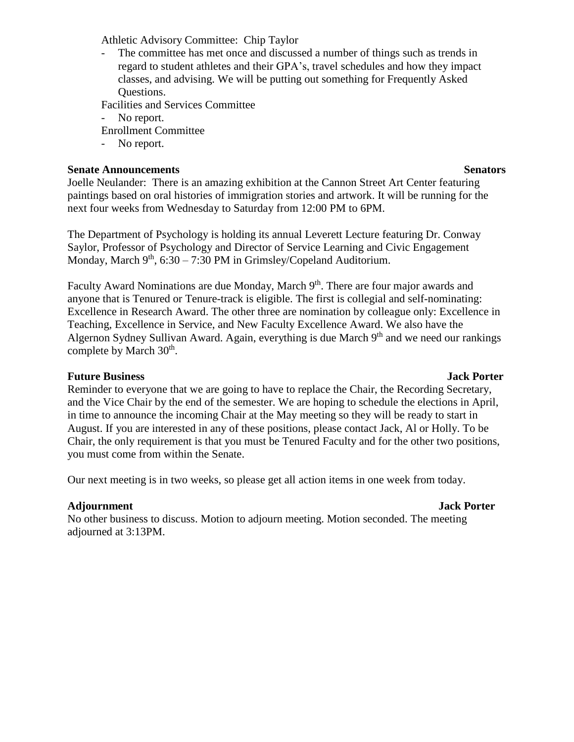Athletic Advisory Committee: Chip Taylor

- The committee has met once and discussed a number of things such as trends in regard to student athletes and their GPA's, travel schedules and how they impact classes, and advising. We will be putting out something for Frequently Asked Questions.

Facilities and Services Committee

- No report.

Enrollment Committee

- No report.

**Senate Announcements** **Senators**

Joelle Neulander: There is an amazing exhibition at the Cannon Street Art Center featuring paintings based on oral histories of immigration stories and artwork. It will be running for the next four weeks from Wednesday to Saturday from 12:00 PM to 6PM.

The Department of Psychology is holding its annual Leverett Lecture featuring Dr. Conway Saylor, Professor of Psychology and Director of Service Learning and Civic Engagement Monday, March 9th, 6:30 – 7:30 PM in Grimsley/Copeland Auditorium.

Faculty Award Nominations are due Monday, March 9th. There are four major awards and anyone that is Tenured or Tenure-track is eligible. The first is collegial and self-nominating: Excellence in Research Award. The other three are nomination by colleague only: Excellence in Teaching, Excellence in Service, and New Faculty Excellence Award. We also have the Algernon Sydney Sullivan Award. Again, everything is due March 9th and we need our rankings complete by March 30th.

**Future Business** **Jack Porter**

Reminder to everyone that we are going to have to replace the Chair, the Recording Secretary, and the Vice Chair by the end of the semester. We are hoping to schedule the elections in April, in time to announce the incoming Chair at the May meeting so they will be ready to start in August. If you are interested in any of these positions, please contact Jack, Al or Holly. To be Chair, the only requirement is that you must be Tenured Faculty and for the other two positions, you must come from within the Senate.

Our next meeting is in two weeks, so please get all action items in one week from today.

**Adjournment** **Jack Porter**

No other business to discuss. Motion to adjourn meeting. Motion seconded. The meeting adjourned at 3:13PM.